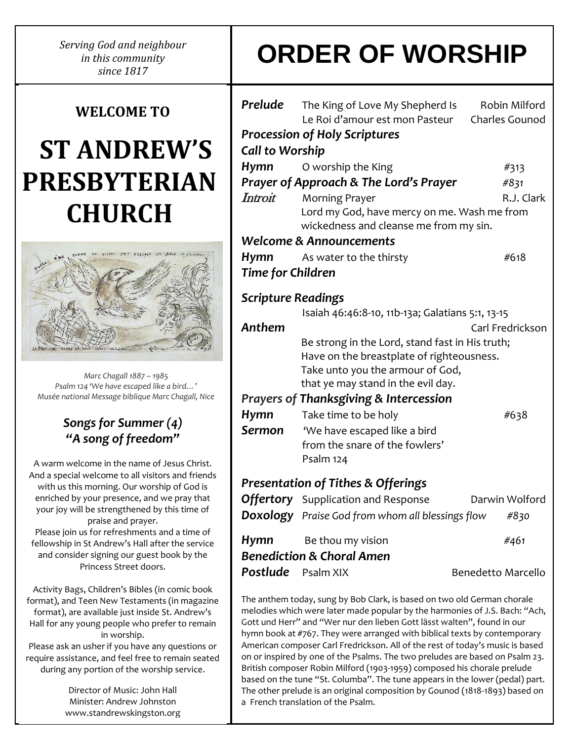*Serving God and neighbour*
*in this community*
*since 1817*

**WELCOME TO**

# ST ANDREW'S PRESBYTERIAN CHURCH

*Marc Chagall 1887 – 1985*
*Psalm 124 'We have escaped like a bird…'*
*Musée national Message biblique Marc Chagall, Nice*

### *Songs for Summer (4)*
### *"A song of freedom"*

A warm welcome in the name of Jesus Christ. And a special welcome to all visitors and friends with us this morning. Our worship of God is enriched by your presence, and we pray that your joy will be strengthened by this time of praise and prayer.

Please join us for refreshments and a time of fellowship in St Andrew's Hall after the service and consider signing our guest book by the Princess Street doors.

Activity Bags, Children's Bibles (in comic book format), and Teen New Testaments (in magazine format), are available just inside St. Andrew's Hall for any young people who prefer to remain in worship.

Please ask an usher if you have any questions or require assistance, and feel free to remain seated during any portion of the worship service.

Director of Music: John Hall
Minister: Andrew Johnston
www.standrewskingston.org

# ORDER OF WORSHIP

***Prelude*** The King of Love My Shepherd Is — Robin Milford
Le Roi d'amour est mon Pasteur — Charles Gounod

***Procession of Holy Scriptures***

***Call to Worship***

***Hymn*** O worship the King — #313

***Prayer of Approach & The Lord's Prayer*** — *#831*

***Introit*** Morning Prayer — R.J. Clark
Lord my God, have mercy on me. Wash me from wickedness and cleanse me from my sin.

***Welcome & Announcements***

***Hymn*** As water to the thirsty — #618

***Time for Children***

***Scripture Readings***
Isaiah 46:46:8-10, 11b-13a; Galatians 5:1, 13-15

***Anthem*** — Carl Fredrickson
Be strong in the Lord, stand fast in His truth;
Have on the breastplate of righteousness.
Take unto you the armour of God,
that ye may stand in the evil day.

***Prayers of Thanksgiving & Intercession***

***Hymn*** Take time to be holy — #638

***Sermon*** 'We have escaped like a bird
from the snare of the fowlers'
Psalm 124

***Presentation of Tithes & Offerings***

***Offertory*** Supplication and Response — Darwin Wolford

***Doxology*** *Praise God from whom all blessings flow* — *#830*

***Hymn*** Be thou my vision — *#461*

***Benediction & Choral Amen***

***Postlude*** Psalm XIX — Benedetto Marcello

The anthem today, sung by Bob Clark, is based on two old German chorale melodies which were later made popular by the harmonies of J.S. Bach: "Ach, Gott und Herr" and "Wer nur den lieben Gott lässt walten", found in our hymn book at #767. They were arranged with biblical texts by contemporary American composer Carl Fredrickson. All of the rest of today's music is based on or inspired by one of the Psalms. The two preludes are based on Psalm 23. British composer Robin Milford (1903-1959) composed his chorale prelude based on the tune "St. Columba". The tune appears in the lower (pedal) part. The other prelude is an original composition by Gounod (1818-1893) based on a French translation of the Psalm.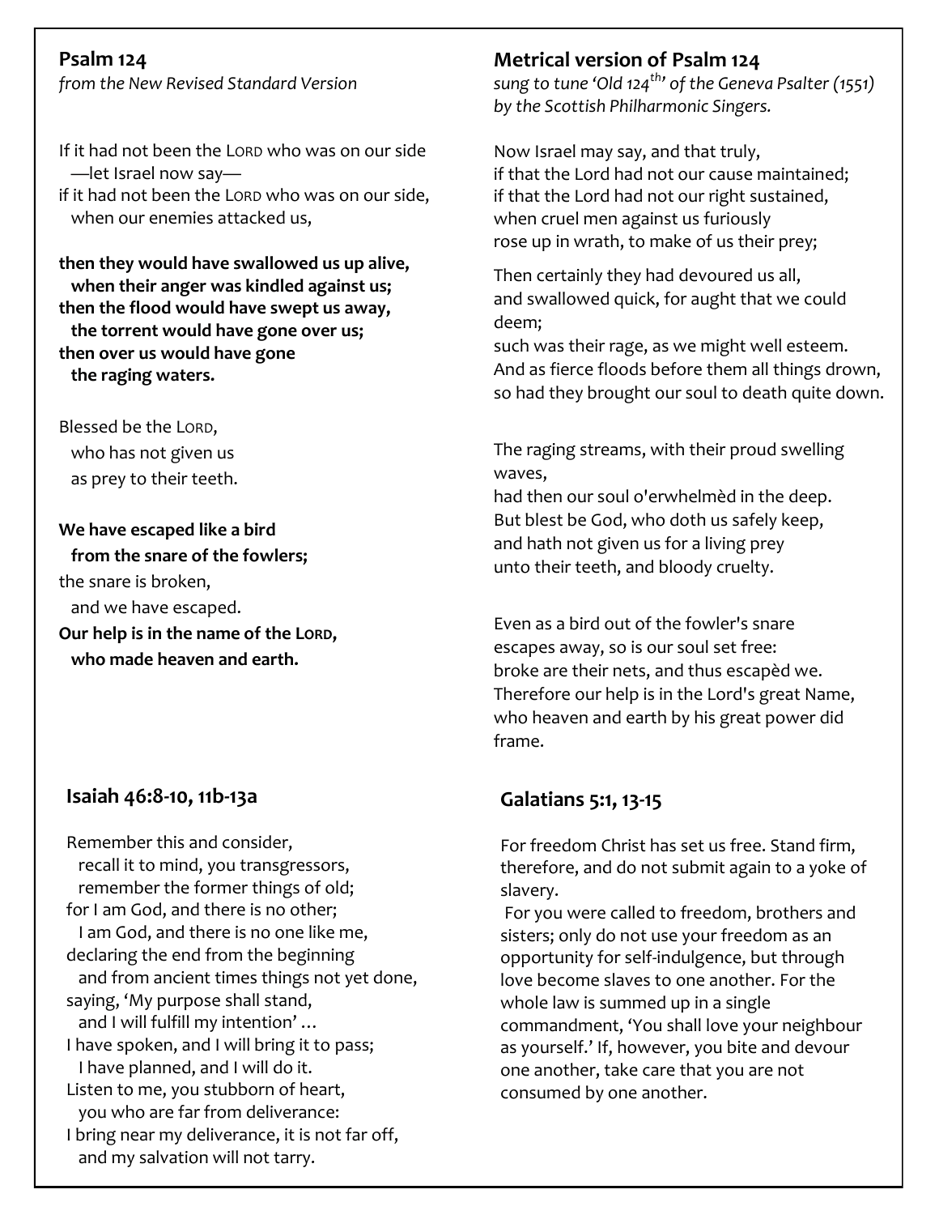## Psalm 124

*from the New Revised Standard Version*

If it had not been the LORD who was on our side
 —let Israel now say—
if it had not been the LORD who was on our side,
 when our enemies attacked us,

**then they would have swallowed us up alive,**
 **when their anger was kindled against us;**
**then the flood would have swept us away,**
 **the torrent would have gone over us;**
**then over us would have gone**
 **the raging waters.**

Blessed be the LORD,
 who has not given us
 as prey to their teeth.

**We have escaped like a bird**
 **from the snare of the fowlers;**
the snare is broken,
 and we have escaped.
**Our help is in the name of the LORD,**
 **who made heaven and earth.**

## Metrical version of Psalm 124

*sung to tune 'Old 124th' of the Geneva Psalter (1551) by the Scottish Philharmonic Singers.*

Now Israel may say, and that truly,
if that the Lord had not our cause maintained;
if that the Lord had not our right sustained,
when cruel men against us furiously
rose up in wrath, to make of us their prey;

Then certainly they had devoured us all,
and swallowed quick, for aught that we could deem;
such was their rage, as we might well esteem.
And as fierce floods before them all things drown,
so had they brought our soul to death quite down.

The raging streams, with their proud swelling waves,
had then our soul o'erwhelmèd in the deep.
But blest be God, who doth us safely keep,
and hath not given us for a living prey
unto their teeth, and bloody cruelty.

Even as a bird out of the fowler's snare
escapes away, so is our soul set free:
broke are their nets, and thus escapèd we.
Therefore our help is in the Lord's great Name,
who heaven and earth by his great power did frame.

## Isaiah 46:8-10, 11b-13a

Remember this and consider,
 recall it to mind, you transgressors,
 remember the former things of old;
for I am God, and there is no other;
 I am God, and there is no one like me,
declaring the end from the beginning
 and from ancient times things not yet done,
saying, 'My purpose shall stand,
 and I will fulfill my intention' …
I have spoken, and I will bring it to pass;
 I have planned, and I will do it.
Listen to me, you stubborn of heart,
 you who are far from deliverance:
I bring near my deliverance, it is not far off,
 and my salvation will not tarry.

## Galatians 5:1, 13-15

For freedom Christ has set us free. Stand firm, therefore, and do not submit again to a yoke of slavery.

For you were called to freedom, brothers and sisters; only do not use your freedom as an opportunity for self-indulgence, but through love become slaves to one another. For the whole law is summed up in a single commandment, 'You shall love your neighbour as yourself.' If, however, you bite and devour one another, take care that you are not consumed by one another.